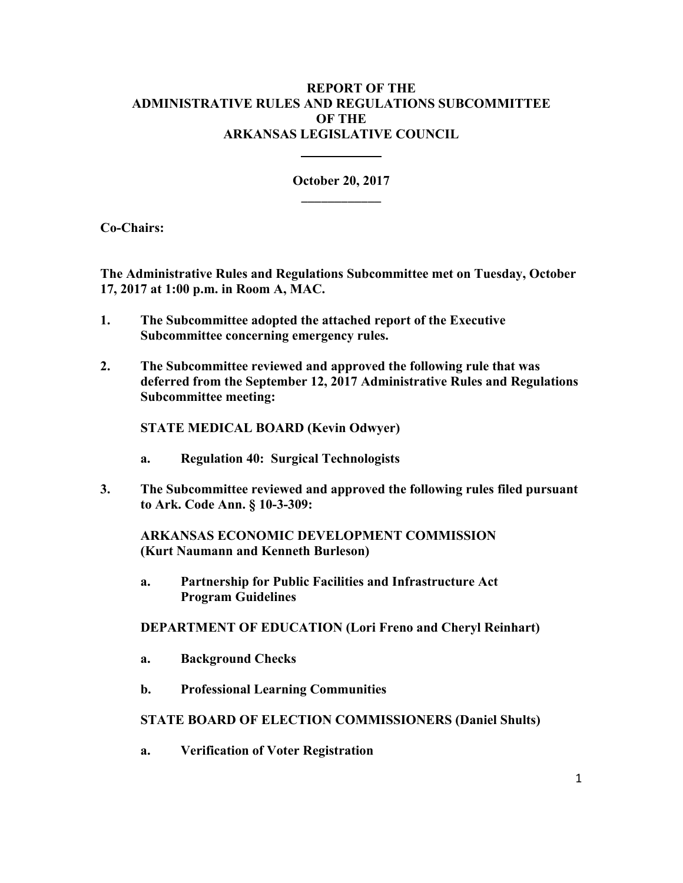# REPORT OF THE ADMINISTRATIVE RULES AND REGULATIONS SUBCOMMITTEE OF THE ARKANSAS LEGISLATIVE COUNCIL

---

**October 20, 2017**

---

**Co-Chairs:**

**The Administrative Rules and Regulations Subcommittee met on Tuesday, October 17, 2017 at 1:00 p.m. in Room A, MAC.**

**1. The Subcommittee adopted the attached report of the Executive Subcommittee concerning emergency rules.**

**2. The Subcommittee reviewed and approved the following rule that was deferred from the September 12, 2017 Administrative Rules and Regulations Subcommittee meeting:**

**STATE MEDICAL BOARD (Kevin Odwyer)**

**a. Regulation 40: Surgical Technologists**

**3. The Subcommittee reviewed and approved the following rules filed pursuant to Ark. Code Ann. § 10-3-309:**

**ARKANSAS ECONOMIC DEVELOPMENT COMMISSION (Kurt Naumann and Kenneth Burleson)**

**a. Partnership for Public Facilities and Infrastructure Act Program Guidelines**

**DEPARTMENT OF EDUCATION (Lori Freno and Cheryl Reinhart)**

**a. Background Checks**

**b. Professional Learning Communities**

**STATE BOARD OF ELECTION COMMISSIONERS (Daniel Shults)**

**a. Verification of Voter Registration**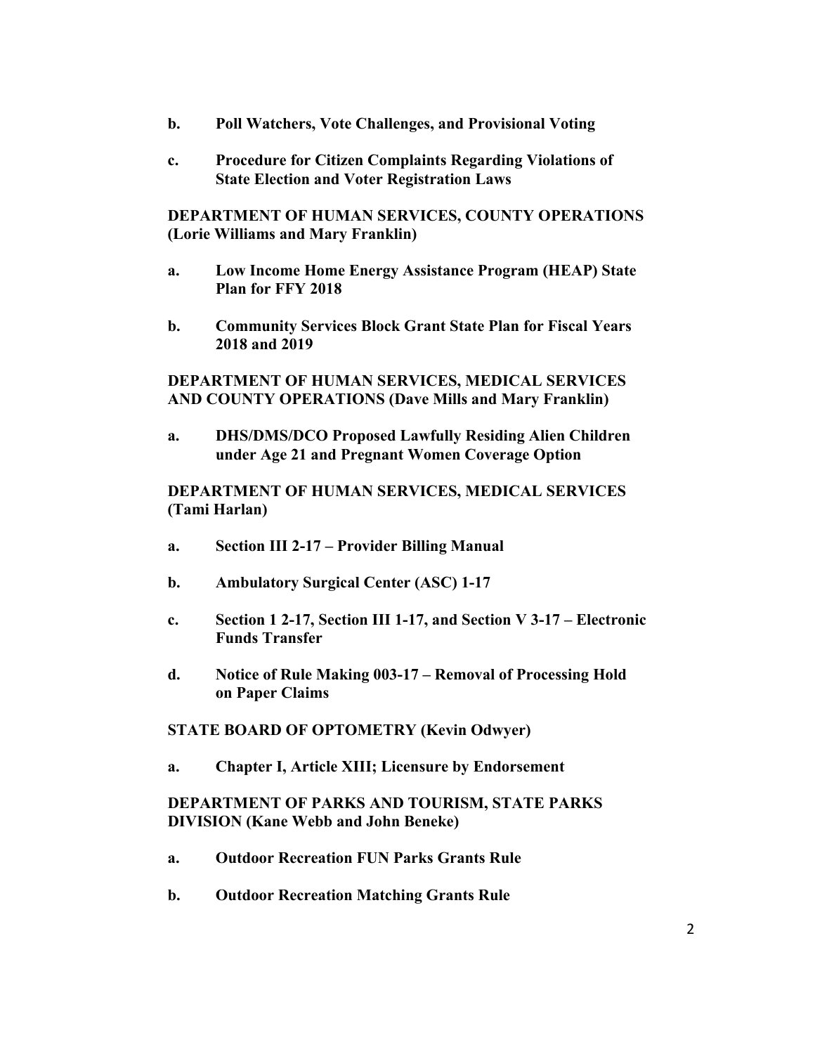**b. Poll Watchers, Vote Challenges, and Provisional Voting**

**c. Procedure for Citizen Complaints Regarding Violations of State Election and Voter Registration Laws**

**DEPARTMENT OF HUMAN SERVICES, COUNTY OPERATIONS (Lorie Williams and Mary Franklin)**

**a. Low Income Home Energy Assistance Program (HEAP) State Plan for FFY 2018**

**b. Community Services Block Grant State Plan for Fiscal Years 2018 and 2019**

**DEPARTMENT OF HUMAN SERVICES, MEDICAL SERVICES AND COUNTY OPERATIONS (Dave Mills and Mary Franklin)**

**a. DHS/DMS/DCO Proposed Lawfully Residing Alien Children under Age 21 and Pregnant Women Coverage Option**

**DEPARTMENT OF HUMAN SERVICES, MEDICAL SERVICES (Tami Harlan)**

**a. Section III 2-17 – Provider Billing Manual**

**b. Ambulatory Surgical Center (ASC) 1-17**

**c. Section 1 2-17, Section III 1-17, and Section V 3-17 – Electronic Funds Transfer**

**d. Notice of Rule Making 003-17 – Removal of Processing Hold on Paper Claims**

**STATE BOARD OF OPTOMETRY (Kevin Odwyer)**

**a. Chapter I, Article XIII; Licensure by Endorsement**

**DEPARTMENT OF PARKS AND TOURISM, STATE PARKS DIVISION (Kane Webb and John Beneke)**

**a. Outdoor Recreation FUN Parks Grants Rule**

**b. Outdoor Recreation Matching Grants Rule**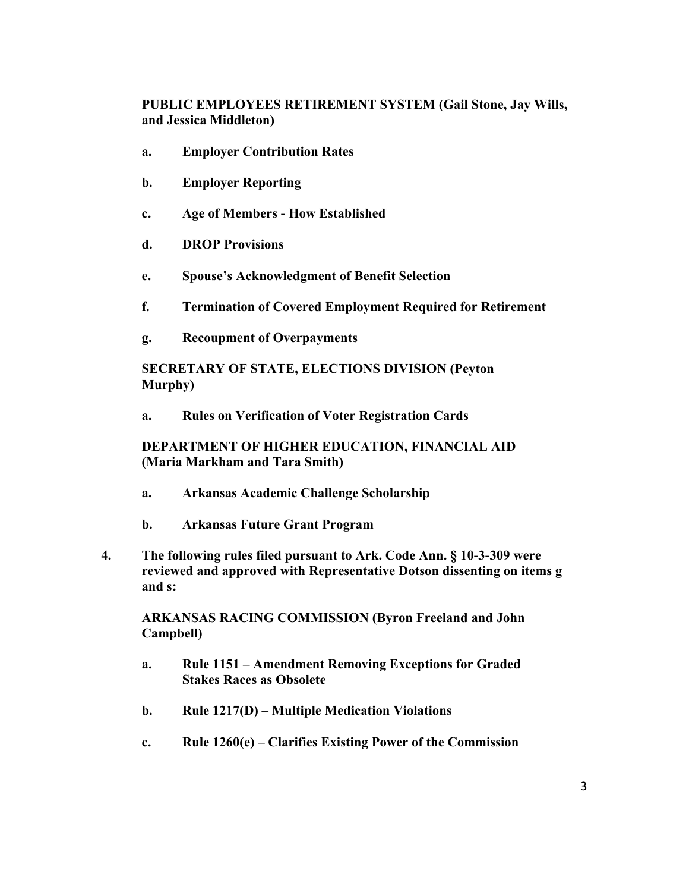**PUBLIC EMPLOYEES RETIREMENT SYSTEM (Gail Stone, Jay Wills, and Jessica Middleton)**

- **a. Employer Contribution Rates**
- **b. Employer Reporting**
- **c. Age of Members - How Established**
- **d. DROP Provisions**
- **e. Spouse's Acknowledgment of Benefit Selection**
- **f. Termination of Covered Employment Required for Retirement**
- **g. Recoupment of Overpayments**

**SECRETARY OF STATE, ELECTIONS DIVISION (Peyton Murphy)**

- **a. Rules on Verification of Voter Registration Cards**

**DEPARTMENT OF HIGHER EDUCATION, FINANCIAL AID (Maria Markham and Tara Smith)**

- **a. Arkansas Academic Challenge Scholarship**
- **b. Arkansas Future Grant Program**

**4. The following rules filed pursuant to Ark. Code Ann. § 10-3-309 were reviewed and approved with Representative Dotson dissenting on items g and s:**

**ARKANSAS RACING COMMISSION (Byron Freeland and John Campbell)**

- **a. Rule 1151 – Amendment Removing Exceptions for Graded Stakes Races as Obsolete**
- **b. Rule 1217(D) – Multiple Medication Violations**
- **c. Rule 1260(e) – Clarifies Existing Power of the Commission**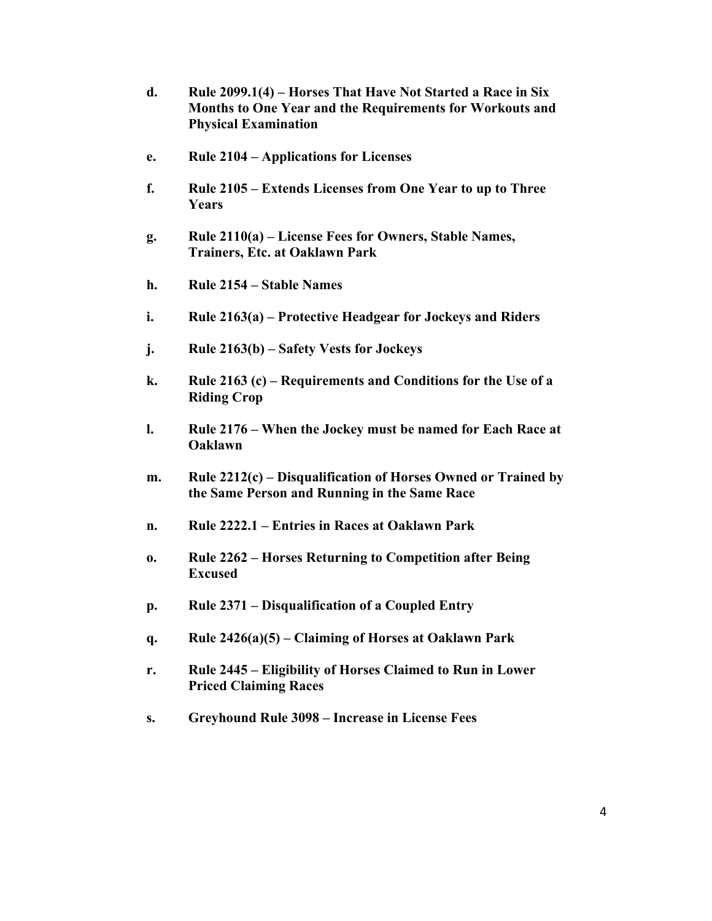- **d. Rule 2099.1(4) – Horses That Have Not Started a Race in Six Months to One Year and the Requirements for Workouts and Physical Examination**

- **e. Rule 2104 – Applications for Licenses**

- **f. Rule 2105 – Extends Licenses from One Year to up to Three Years**

- **g. Rule 2110(a) – License Fees for Owners, Stable Names, Trainers, Etc. at Oaklawn Park**

- **h. Rule 2154 – Stable Names**

- **i. Rule 2163(a) – Protective Headgear for Jockeys and Riders**

- **j. Rule 2163(b) – Safety Vests for Jockeys**

- **k. Rule 2163 (c) – Requirements and Conditions for the Use of a Riding Crop**

- **l. Rule 2176 – When the Jockey must be named for Each Race at Oaklawn**

- **m. Rule 2212(c) – Disqualification of Horses Owned or Trained by the Same Person and Running in the Same Race**

- **n. Rule 2222.1 – Entries in Races at Oaklawn Park**

- **o. Rule 2262 – Horses Returning to Competition after Being Excused**

- **p. Rule 2371 – Disqualification of a Coupled Entry**

- **q. Rule 2426(a)(5) – Claiming of Horses at Oaklawn Park**

- **r. Rule 2445 – Eligibility of Horses Claimed to Run in Lower Priced Claiming Races**

- **s. Greyhound Rule 3098 – Increase in License Fees**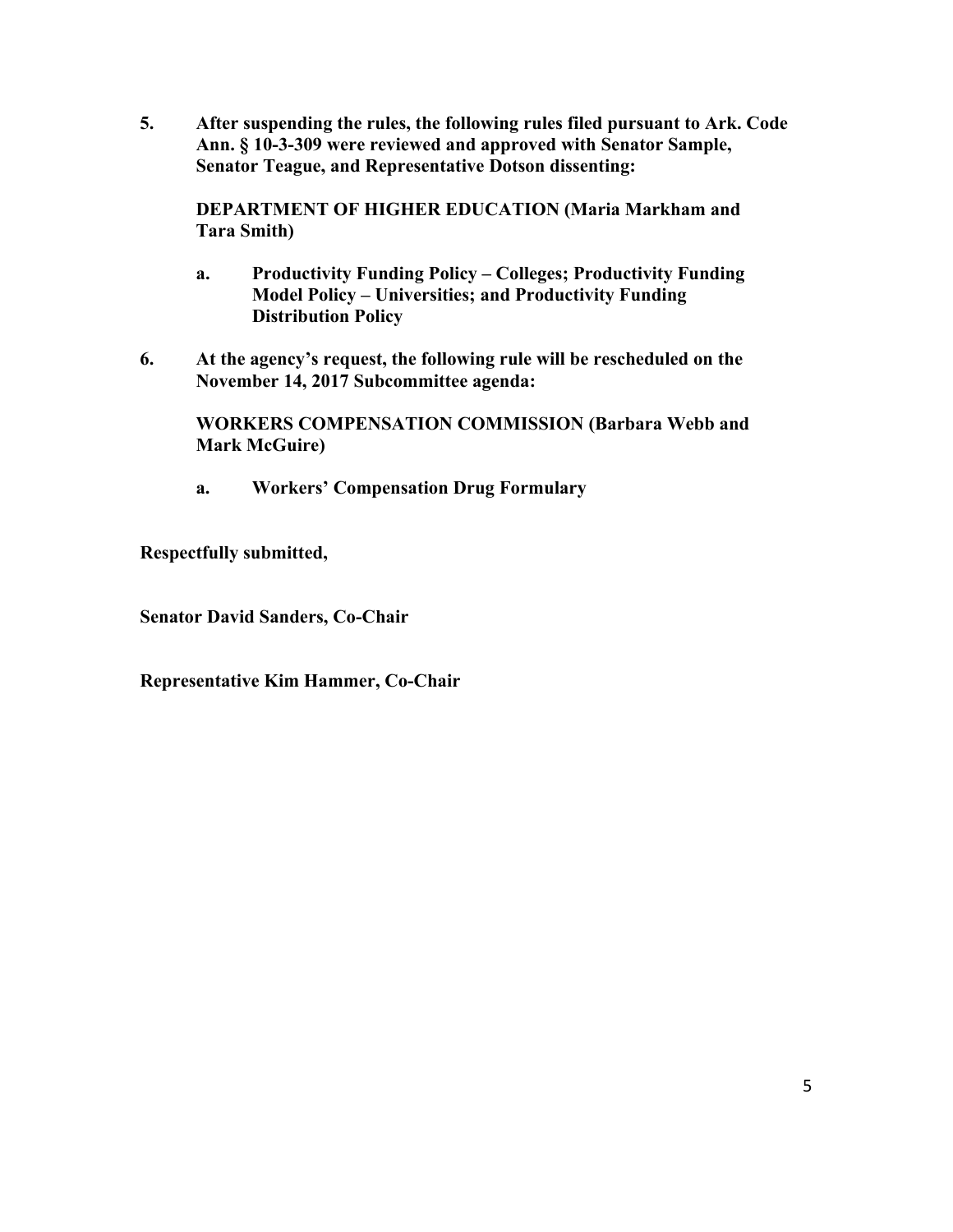**5. After suspending the rules, the following rules filed pursuant to Ark. Code Ann. § 10-3-309 were reviewed and approved with Senator Sample, Senator Teague, and Representative Dotson dissenting:**

**DEPARTMENT OF HIGHER EDUCATION (Maria Markham and Tara Smith)**

**a. Productivity Funding Policy – Colleges; Productivity Funding Model Policy – Universities; and Productivity Funding Distribution Policy**

**6. At the agency's request, the following rule will be rescheduled on the November 14, 2017 Subcommittee agenda:**

**WORKERS COMPENSATION COMMISSION (Barbara Webb and Mark McGuire)**

**a. Workers' Compensation Drug Formulary**

**Respectfully submitted,**

**Senator David Sanders, Co-Chair**

**Representative Kim Hammer, Co-Chair**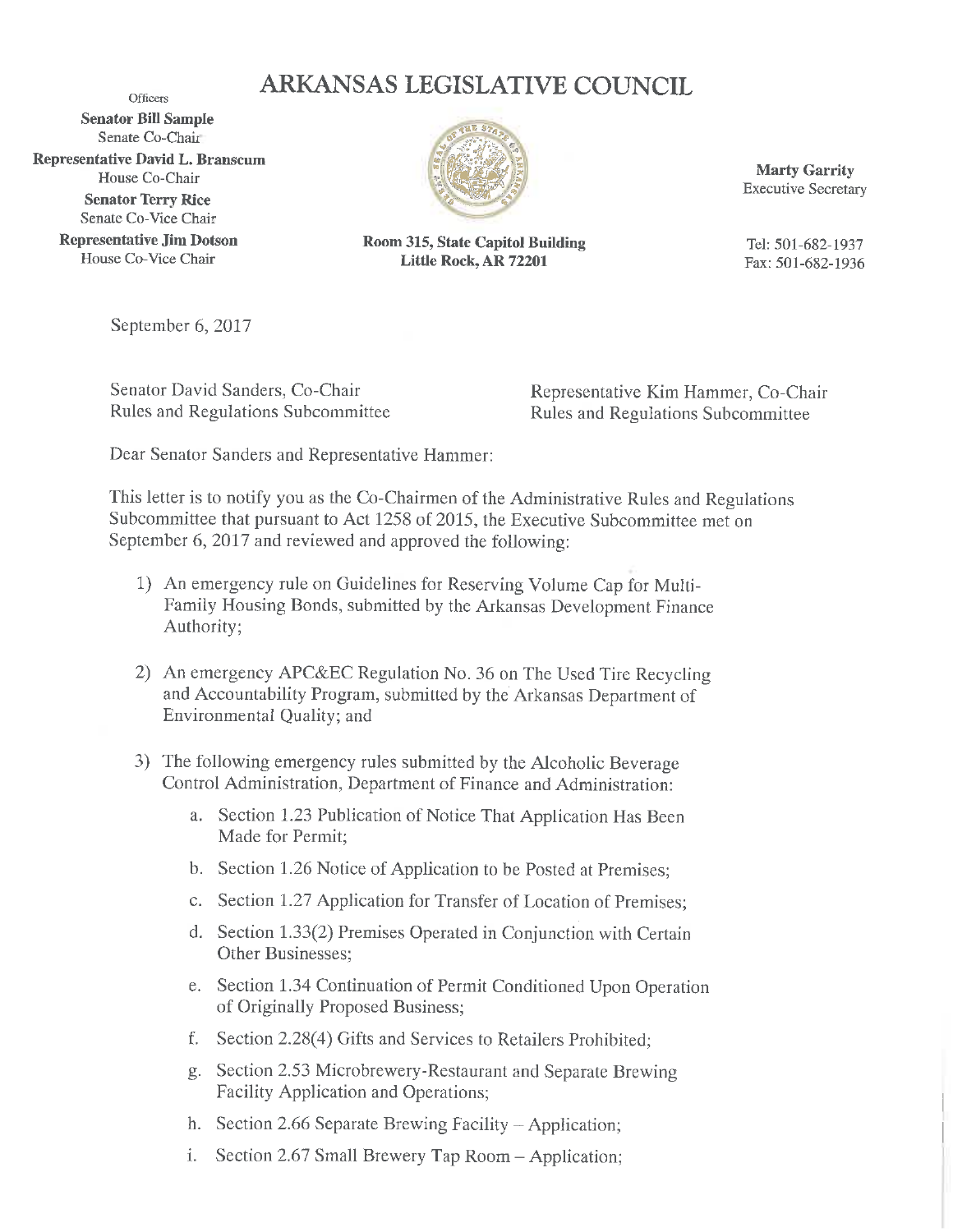# ARKANSAS LEGISLATIVE COUNCIL

Officers

**Senator Bill Sample**
Senate Co-Chair

**Representative David L. Branscum**
House Co-Chair

**Senator Terry Rice**
Senate Co-Vice Chair

**Representative Jim Dotson**
House Co-Vice Chair

**Room 315, State Capitol Building**
**Little Rock, AR 72201**

**Marty Garrity**
Executive Secretary

Tel: 501-682-1937
Fax: 501-682-1936

September 6, 2017

Senator David Sanders, Co-Chair
Rules and Regulations Subcommittee

Representative Kim Hammer, Co-Chair
Rules and Regulations Subcommittee

Dear Senator Sanders and Representative Hammer:

This letter is to notify you as the Co-Chairmen of the Administrative Rules and Regulations Subcommittee that pursuant to Act 1258 of 2015, the Executive Subcommittee met on September 6, 2017 and reviewed and approved the following:

1) An emergency rule on Guidelines for Reserving Volume Cap for Multi-Family Housing Bonds, submitted by the Arkansas Development Finance Authority;

2) An emergency APC&EC Regulation No. 36 on The Used Tire Recycling and Accountability Program, submitted by the Arkansas Department of Environmental Quality; and

3) The following emergency rules submitted by the Alcoholic Beverage Control Administration, Department of Finance and Administration:

   a. Section 1.23 Publication of Notice That Application Has Been Made for Permit;

   b. Section 1.26 Notice of Application to be Posted at Premises;

   c. Section 1.27 Application for Transfer of Location of Premises;

   d. Section 1.33(2) Premises Operated in Conjunction with Certain Other Businesses;

   e. Section 1.34 Continuation of Permit Conditioned Upon Operation of Originally Proposed Business;

   f. Section 2.28(4) Gifts and Services to Retailers Prohibited;

   g. Section 2.53 Microbrewery-Restaurant and Separate Brewing Facility Application and Operations;

   h. Section 2.66 Separate Brewing Facility – Application;

   i. Section 2.67 Small Brewery Tap Room – Application;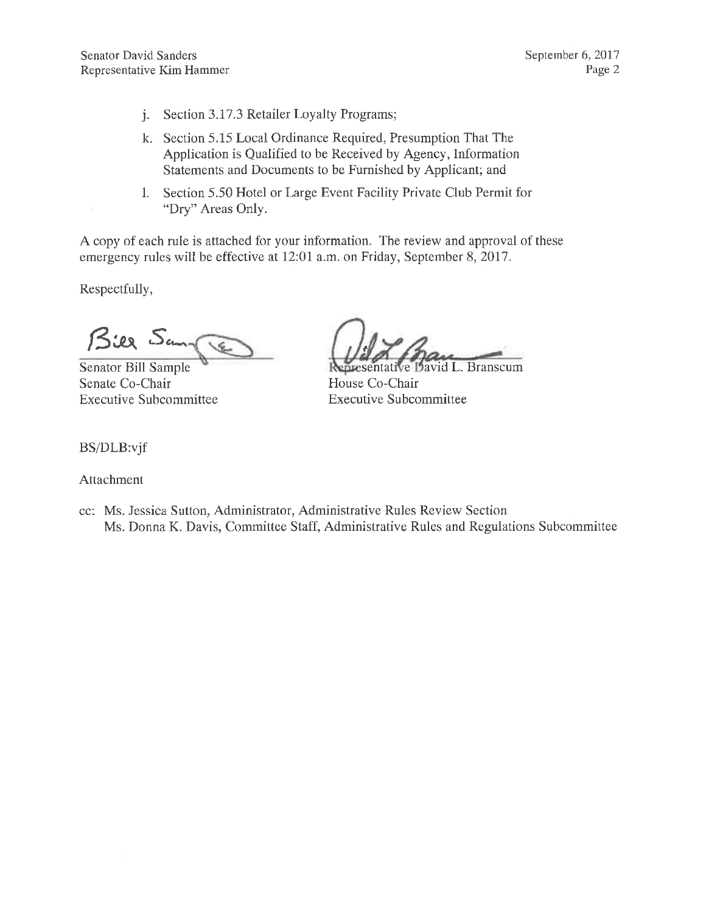j. Section 3.17.3 Retailer Loyalty Programs;

k. Section 5.15 Local Ordinance Required, Presumption That The Application is Qualified to be Received by Agency, Information Statements and Documents to be Furnished by Applicant; and

l. Section 5.50 Hotel or Large Event Facility Private Club Permit for "Dry" Areas Only.

A copy of each rule is attached for your information. The review and approval of these emergency rules will be effective at 12:01 a.m. on Friday, September 8, 2017.

Respectfully,

Senator Bill Sample
Senate Co-Chair
Executive Subcommittee

Representative David L. Branscum
House Co-Chair
Executive Subcommittee

BS/DLB:vjf

Attachment

cc: Ms. Jessica Sutton, Administrator, Administrative Rules Review Section
Ms. Donna K. Davis, Committee Staff, Administrative Rules and Regulations Subcommittee